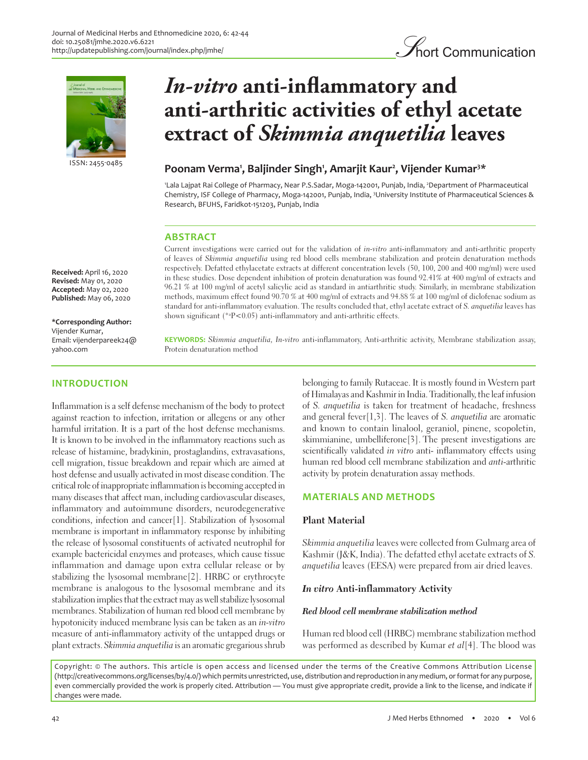Short Communication

# *In-vitro* anti-inflammatory and anti-arthritic activities of ethyl acetate extract of *Skimmia anquetilia* leaves

ISSN: 2455-0485

## Poonam Verma[1], Baljinder Singh[1], Amarjit Kaur[2], Vijender Kumar[3]*

[1]Lala Lajpat Rai College of Pharmacy, Near P.S.Sadar, Moga-142001, Punjab, India, [2]Department of Pharmaceutical Chemistry, ISF College of Pharmacy, Moga-142001, Punjab, India, [3]University Institute of Pharmaceutical Sciences & Research, BFUHS, Faridkot-151203, Punjab, India

**Received:** April 16, 2020
**Revised:** May 01, 2020
**Accepted:** May 02, 2020
**Published:** May 06, 2020

**\*Corresponding Author:**
Vijender Kumar,
Email: vijenderpareek24@yahoo.com

## ABSTRACT

Current investigations were carried out for the validation of *in-vitro* anti-inflammatory and anti-arthritic property of leaves of *Skimmia anquetilia* using red blood cells membrane stabilization and protein denaturation methods respectively. Defatted ethylacetate extracts at different concentration levels (50, 100, 200 and 400 mg/ml) were used in these studies. Dose dependent inhibition of protein denaturation was found 92.41% at 400 mg/ml of extracts and 96.21 % at 100 mg/ml of acetyl salicylic acid as standard in antiarthritic study. Similarly, in membrane stabilization methods, maximum effect found 90.70 % at 400 mg/ml of extracts and 94.88 % at 100 mg/ml of diclofenac sodium as standard for anti-inflammatory evaluation. The results concluded that, ethyl acetate extract of *S. anquetilia* leaves has shown significant (*$^{a}$P<0.05) anti-inflammatory and anti-arthritic effects.

**KEYWORDS:** *Skimmia anquetilia*, *In-vitro* anti-inflammatory, Anti-arthritic activity, Membrane stabilization assay, Protein denaturation method

## INTRODUCTION

Inflammation is a self defense mechanism of the body to protect against reaction to infection, irritation or allegens or any other harmful irritation. It is a part of the host defense mechanisms. It is known to be involved in the inflammatory reactions such as release of histamine, bradykinin, prostaglandins, extravasations, cell migration, tissue breakdown and repair which are aimed at host defense and usually activated in most disease condition. The critical role of inappropriate inflammation is becoming accepted in many diseases that affect man, including cardiovascular diseases, inflammatory and autoimmune disorders, neurodegenerative conditions, infection and cancer[1]. Stabilization of lysosomal membrane is important in inflammatory response by inhibiting the release of lysosomal constituents of activated neutrophil for example bactericidal enzymes and proteases, which cause tissue inflammation and damage upon extra cellular release or by stabilizing the lysosomal membrane[2]. HRBC or erythrocyte membrane is analogous to the lysosomal membrane and its stabilization implies that the extract may as well stabilize lysosomal membranes. Stabilization of human red blood cell membrane by hypotonicity induced membrane lysis can be taken as an *in-vitro* measure of anti-inflammatory activity of the untapped drugs or plant extracts. *Skimmia anquetilia* is an aromatic gregarious shrub belonging to family Rutaceae. It is mostly found in Western part of Himalayas and Kashmir in India. Traditionally, the leaf infusion of *S. anquetilia* is taken for treatment of headache, freshness and general fever[1,3]. The leaves of *S. anquetilia* are aromatic and known to contain linalool, geraniol, pinene, scopoletin, skimmianine, umbelliferone[3]. The present investigations are scientifically validated *in vitro* anti- inflammatory effects using human red blood cell membrane stabilization and *anti*-arthritic activity by protein denaturation assay methods.

## MATERIALS AND METHODS

### Plant Material

*Skimmia anquetilia* leaves were collected from Gulmarg area of Kashmir (J&K, India). The defatted ethyl acetate extracts of *S. anquetilia* leaves (EESA) were prepared from air dried leaves.

### *In vitro* Anti-inflammatory Activity

#### *Red blood cell membrane stabilization method*

Human red blood cell (HRBC) membrane stabilization method was performed as described by Kumar *et al*[4]. The blood was

Copyright: © The authors. This article is open access and licensed under the terms of the Creative Commons Attribution License (http://creativecommons.org/licenses/by/4.0/) which permits unrestricted, use, distribution and reproduction in any medium, or format for any purpose, even commercially provided the work is properly cited. Attribution — You must give appropriate credit, provide a link to the license, and indicate if changes were made.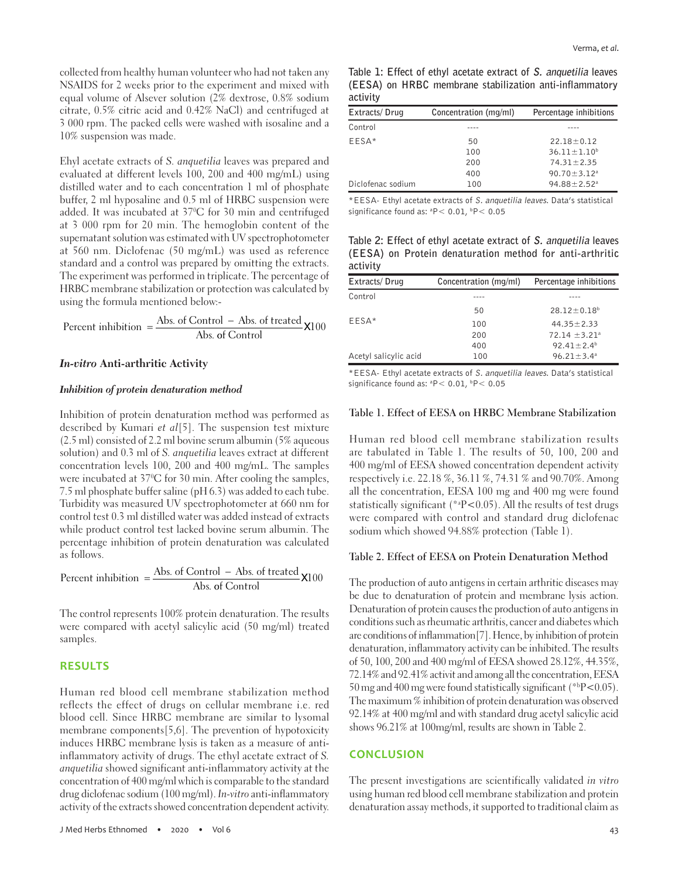collected from healthy human volunteer who had not taken any NSAIDS for 2 weeks prior to the experiment and mixed with equal volume of Alsever solution (2% dextrose, 0.8% sodium citrate, 0.5% citric acid and 0.42% NaCl) and centrifuged at 3 000 rpm. The packed cells were washed with isosaline and a 10% suspension was made.

Ehyl acetate extracts of *S. anquetilia* leaves was prepared and evaluated at different levels 100, 200 and 400 mg/mL) using distilled water and to each concentration 1 ml of phosphate buffer, 2 ml hyposaline and 0.5 ml of HRBC suspension were added. It was incubated at 37$^0$C for 30 min and centrifuged at 3 000 rpm for 20 min. The hemoglobin content of the supernatant solution was estimated with UV spectrophotometer at 560 nm. Diclofenac (50 mg/mL) was used as reference standard and a control was prepared by omitting the extracts. The experiment was performed in triplicate. The percentage of HRBC membrane stabilization or protection was calculated by using the formula mentioned below:-

$$\text{Percent inhibition} = \frac{\text{Abs. of Control} - \text{Abs. of treated}}{\text{Abs. of Control}} \times 100$$

### *In-vitro* Anti-arthritic Activity

#### *Inhibition of protein denaturation method*

Inhibition of protein denaturation method was performed as described by Kumari *et al*[5]. The suspension test mixture (2.5 ml) consisted of 2.2 ml bovine serum albumin (5% aqueous solution) and 0.3 ml of *S. anquetilia* leaves extract at different concentration levels 100, 200 and 400 mg/mL. The samples were incubated at 37$^0$C for 30 min. After cooling the samples, 7.5 ml phosphate buffer saline (pH 6.3) was added to each tube. Turbidity was measured UV spectrophotometer at 660 nm for control test 0.3 ml distilled water was added instead of extracts while product control test lacked bovine serum albumin. The percentage inhibition of protein denaturation was calculated as follows.

$$\text{Percent inhibition} = \frac{\text{Abs. of Control} - \text{Abs. of treated}}{\text{Abs. of Control}} \times 100$$

The control represents 100% protein denaturation. The results were compared with acetyl salicylic acid (50 mg/ml) treated samples.

## RESULTS

Human red blood cell membrane stabilization method reflects the effect of drugs on cellular membrane i.e. red blood cell. Since HRBC membrane are similar to lysomal membrane components[5,6]. The prevention of hypotoxicity induces HRBC membrane lysis is taken as a measure of anti-inflammatory activity of drugs. The ethyl acetate extract of *S. anquetilia* showed significant anti-inflammatory activity at the concentration of 400 mg/ml which is comparable to the standard drug diclofenac sodium (100 mg/ml). *In-vitro* anti-inflammatory activity of the extracts showed concentration dependent activity.

**Table 1: Effect of ethyl acetate extract of *S. anquetilia* leaves (EESA) on HRBC membrane stabilization anti-inflammatory activity**

| Extracts/ Drug | Concentration (mg/ml) | Percentage inhibitions |
|---|---|---|
| Control | ---- | ---- |
| EESA* | 50 | 22.18±0.12 |
| | 100 | 36.11±1.10$^b$ |
| | 200 | 74.31±2.35 |
| | 400 | 90.70±3.12$^a$ |
| Diclofenac sodium | 100 | 94.88±2.52$^a$ |

*EESA- Ethyl acetate extracts of *S. anquetilia leaves*. Data's statistical significance found as: $^a$P< 0.01, $^b$P< 0.05

**Table 2: Effect of ethyl acetate extract of *S. anquetilia* leaves (EESA) on Protein denaturation method for anti-arthritic activity**

| Extracts/ Drug | Concentration (mg/ml) | Percentage inhibitions |
|---|---|---|
| Control | ---- | ---- |
| EESA* | 50 | 28.12±0.18$^b$ |
| | 100 | 44.35±2.33 |
| | 200 | 72.14 ±3.21$^a$ |
| | 400 | 92.41±2.4$^b$ |
| Acetyl salicylic acid | 100 | 96.21±3.4$^a$ |

*EESA- Ethyl acetate extracts of *S. anquetilia leaves*. Data's statistical significance found as: $^a$P< 0.01, $^b$P< 0.05

### Table 1. Effect of EESA on HRBC Membrane Stabilization

Human red blood cell membrane stabilization results are tabulated in Table 1. The results of 50, 100, 200 and 400 mg/ml of EESA showed concentration dependent activity respectively i.e. 22.18 %, 36.11 %, 74.31 % and 90.70%. Among all the concentration, EESA 100 mg and 400 mg were found statistically significant (*$^a$P<0.05). All the results of test drugs were compared with control and standard drug diclofenac sodium which showed 94.88% protection (Table 1).

### Table 2. Effect of EESA on Protein Denaturation Method

The production of auto antigens in certain arthritic diseases may be due to denaturation of protein and membrane lysis action. Denaturation of protein causes the production of auto antigens in conditions such as rheumatic arthritis, cancer and diabetes which are conditions of inflammation[7]. Hence, by inhibition of protein denaturation, inflammatory activity can be inhibited. The results of 50, 100, 200 and 400 mg/ml of EESA showed 28.12%, 44.35%, 72.14% and 92.41% activit and among all the concentration, EESA 50 mg and 400 mg were found statistically significant (*$^b$P<0.05). The maximum % inhibition of protein denaturation was observed 92.14% at 400 mg/ml and with standard drug acetyl salicylic acid shows 96.21% at 100mg/ml, results are shown in Table 2.

## CONCLUSION

The present investigations are scientifically validated *in vitro* using human red blood cell membrane stabilization and protein denaturation assay methods, it supported to traditional claim as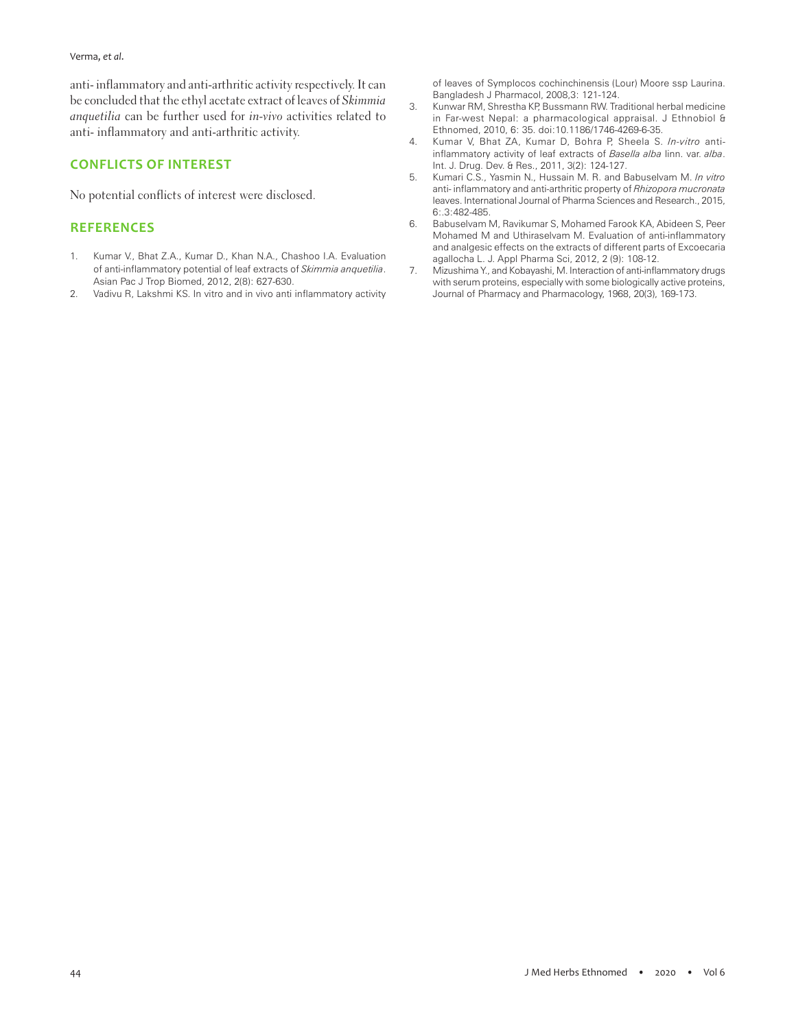anti- inflammatory and anti-arthritic activity respectively. It can be concluded that the ethyl acetate extract of leaves of *Skimmia anquetilia* can be further used for *in-vivo* activities related to anti- inflammatory and anti-arthritic activity.

## CONFLICTS OF INTEREST

No potential conflicts of interest were disclosed.

## REFERENCES

1. Kumar V., Bhat Z.A., Kumar D., Khan N.A., Chashoo I.A. Evaluation of anti-inflammatory potential of leaf extracts of *Skimmia anquetilia*. Asian Pac J Trop Biomed, 2012, 2(8): 627-630.
2. Vadivu R, Lakshmi KS. In vitro and in vivo anti inflammatory activity of leaves of Symplocos cochinchinensis (Lour) Moore ssp Laurina. Bangladesh J Pharmacol, 2008,3: 121-124.
3. Kunwar RM, Shrestha KP, Bussmann RW. Traditional herbal medicine in Far-west Nepal: a pharmacological appraisal. J Ethnobiol & Ethnomed, 2010, 6: 35. doi:10.1186/1746-4269-6-35.
4. Kumar V, Bhat ZA, Kumar D, Bohra P, Sheela S. *In-vitro* anti-inflammatory activity of leaf extracts of *Basella alba* linn. var. *alba*. Int. J. Drug. Dev. & Res., 2011, 3(2): 124-127.
5. Kumari C.S., Yasmin N., Hussain M. R. and Babuselvam M. *In vitro* anti- inflammatory and anti-arthritic property of *Rhizopora mucronata* leaves. International Journal of Pharma Sciences and Research., 2015, 6:.3:482-485.
6. Babuselvam M, Ravikumar S, Mohamed Farook KA, Abideen S, Peer Mohamed M and Uthiraselvam M. Evaluation of anti-inflammatory and analgesic effects on the extracts of different parts of Excoecaria agallocha L. J. Appl Pharma Sci, 2012, 2 (9): 108-12.
7. Mizushima Y., and Kobayashi, M. Interaction of anti-inflammatory drugs with serum proteins, especially with some biologically active proteins, Journal of Pharmacy and Pharmacology, 1968, 20(3), 169-173.